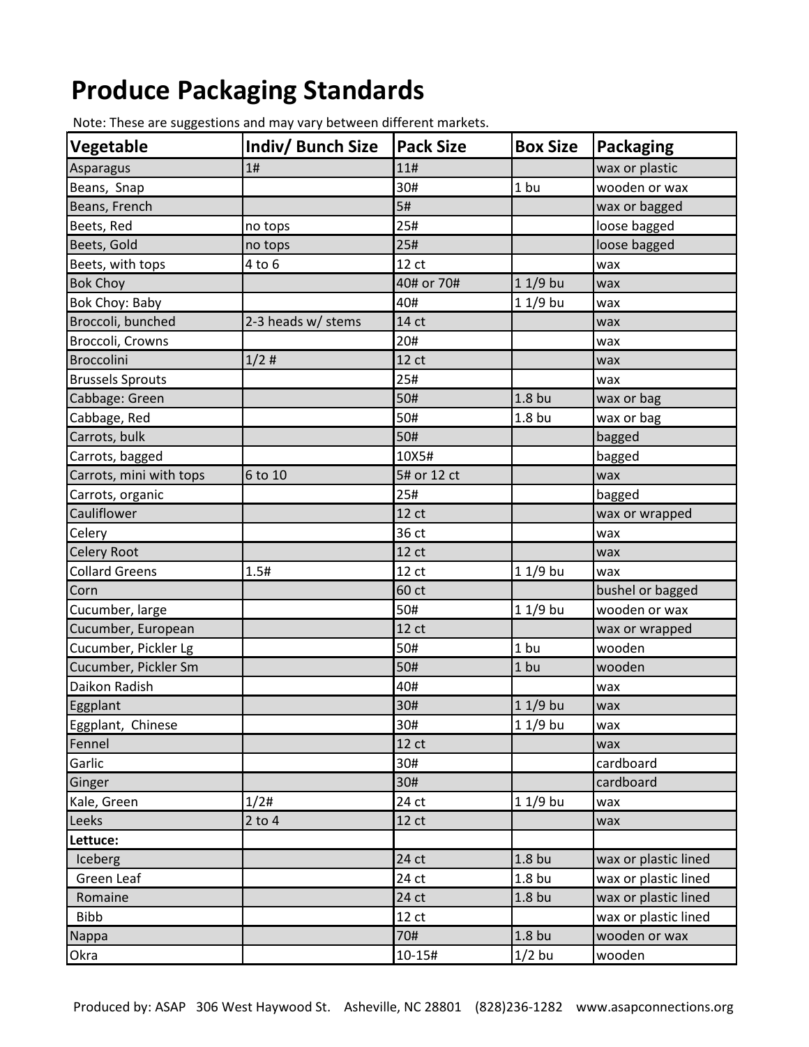# Produce Packaging Standards

Note: These are suggestions and may vary between different markets.

| Vegetable | Indiv/ Bunch Size | Pack Size | Box Size | Packaging |
|---|---|---|---|---|
| Asparagus | 1# | 11# | | wax or plastic |
| Beans, Snap | | 30# | 1 bu | wooden or wax |
| Beans, French | | 5# | | wax or bagged |
| Beets, Red | no tops | 25# | | loose bagged |
| Beets, Gold | no tops | 25# | | loose bagged |
| Beets, with tops | 4 to 6 | 12 ct | | wax |
| Bok Choy | | 40# or 70# | 1 1/9 bu | wax |
| Bok Choy: Baby | | 40# | 1 1/9 bu | wax |
| Broccoli, bunched | 2-3 heads w/ stems | 14 ct | | wax |
| Broccoli, Crowns | | 20# | | wax |
| Broccolini | 1/2 # | 12 ct | | wax |
| Brussels Sprouts | | 25# | | wax |
| Cabbage: Green | | 50# | 1.8 bu | wax or bag |
| Cabbage, Red | | 50# | 1.8 bu | wax or bag |
| Carrots, bulk | | 50# | | bagged |
| Carrots, bagged | | 10X5# | | bagged |
| Carrots, mini with tops | 6 to 10 | 5# or 12 ct | | wax |
| Carrots, organic | | 25# | | bagged |
| Cauliflower | | 12 ct | | wax or wrapped |
| Celery | | 36 ct | | wax |
| Celery Root | | 12 ct | | wax |
| Collard Greens | 1.5# | 12 ct | 1 1/9 bu | wax |
| Corn | | 60 ct | | bushel or bagged |
| Cucumber, large | | 50# | 1 1/9 bu | wooden or wax |
| Cucumber, European | | 12 ct | | wax or wrapped |
| Cucumber, Pickler Lg | | 50# | 1 bu | wooden |
| Cucumber, Pickler Sm | | 50# | 1 bu | wooden |
| Daikon Radish | | 40# | | wax |
| Eggplant | | 30# | 1 1/9 bu | wax |
| Eggplant, Chinese | | 30# | 1 1/9 bu | wax |
| Fennel | | 12 ct | | wax |
| Garlic | | 30# | | cardboard |
| Ginger | | 30# | | cardboard |
| Kale, Green | 1/2# | 24 ct | 1 1/9 bu | wax |
| Leeks | 2 to 4 | 12 ct | | wax |
| **Lettuce:** | | | | |
| Iceberg | | 24 ct | 1.8 bu | wax or plastic lined |
| Green Leaf | | 24 ct | 1.8 bu | wax or plastic lined |
| Romaine | | 24 ct | 1.8 bu | wax or plastic lined |
| Bibb | | 12 ct | | wax or plastic lined |
| Nappa | | 70# | 1.8 bu | wooden or wax |
| Okra | | 10-15# | 1/2 bu | wooden |

Produced by: ASAP 306 West Haywood St. Asheville, NC 28801 (828)236-1282 www.asapconnections.org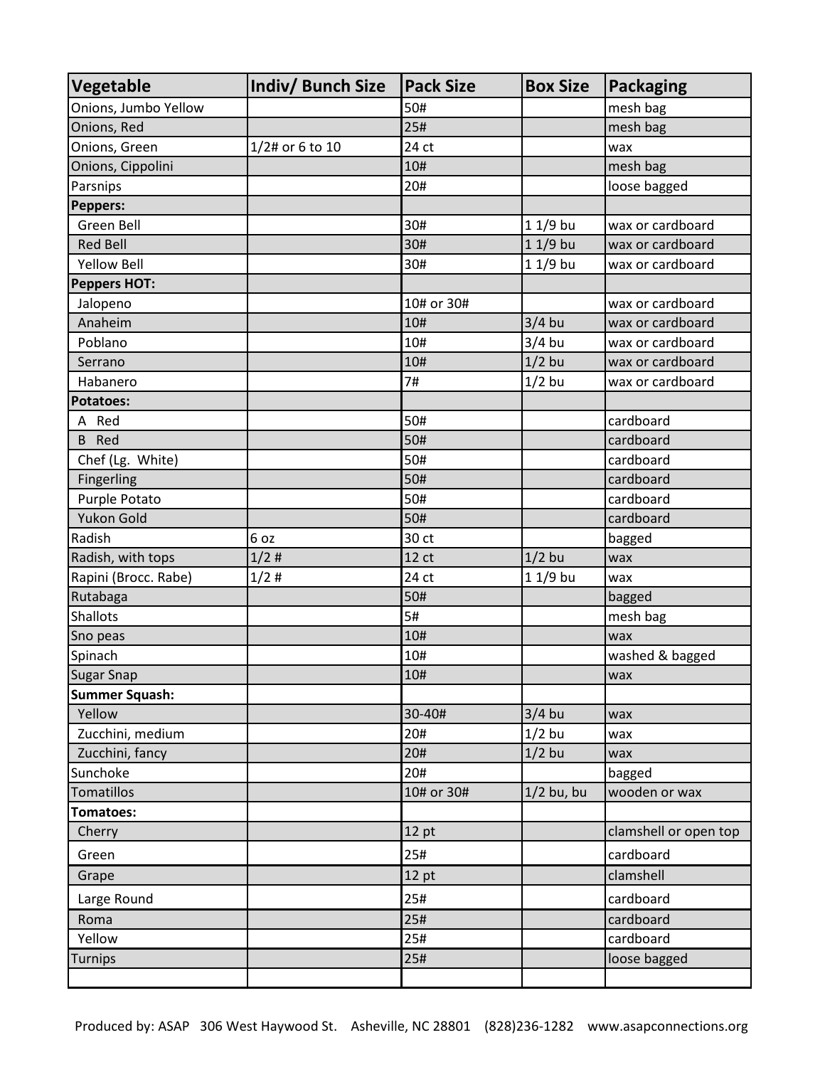| Vegetable | Indiv/ Bunch Size | Pack Size | Box Size | Packaging |
|---|---|---|---|---|
| Onions, Jumbo Yellow | | 50# | | mesh bag |
| Onions, Red | | 25# | | mesh bag |
| Onions, Green | 1/2# or 6 to 10 | 24 ct | | wax |
| Onions, Cippolini | | 10# | | mesh bag |
| Parsnips | | 20# | | loose bagged |
| **Peppers:** | | | | |
| Green Bell | | 30# | 1 1/9 bu | wax or cardboard |
| Red Bell | | 30# | 1 1/9 bu | wax or cardboard |
| Yellow Bell | | 30# | 1 1/9 bu | wax or cardboard |
| **Peppers HOT:** | | | | |
| Jalopeno | | 10# or 30# | | wax or cardboard |
| Anaheim | | 10# | 3/4 bu | wax or cardboard |
| Poblano | | 10# | 3/4 bu | wax or cardboard |
| Serrano | | 10# | 1/2 bu | wax or cardboard |
| Habanero | | 7# | 1/2 bu | wax or cardboard |
| **Potatoes:** | | | | |
| A Red | | 50# | | cardboard |
| B Red | | 50# | | cardboard |
| Chef (Lg. White) | | 50# | | cardboard |
| Fingerling | | 50# | | cardboard |
| Purple Potato | | 50# | | cardboard |
| Yukon Gold | | 50# | | cardboard |
| Radish | 6 oz | 30 ct | | bagged |
| Radish, with tops | 1/2 # | 12 ct | 1/2 bu | wax |
| Rapini (Brocc. Rabe) | 1/2 # | 24 ct | 1 1/9 bu | wax |
| Rutabaga | | 50# | | bagged |
| Shallots | | 5# | | mesh bag |
| Sno peas | | 10# | | wax |
| Spinach | | 10# | | washed & bagged |
| Sugar Snap | | 10# | | wax |
| **Summer Squash:** | | | | |
| Yellow | | 30-40# | 3/4 bu | wax |
| Zucchini, medium | | 20# | 1/2 bu | wax |
| Zucchini, fancy | | 20# | 1/2 bu | wax |
| Sunchoke | | 20# | | bagged |
| Tomatillos | | 10# or 30# | 1/2 bu, bu | wooden or wax |
| **Tomatoes:** | | | | |
| Cherry | | 12 pt | | clamshell or open top |
| Green | | 25# | | cardboard |
| Grape | | 12 pt | | clamshell |
| Large Round | | 25# | | cardboard |
| Roma | | 25# | | cardboard |
| Yellow | | 25# | | cardboard |
| Turnips | | 25# | | loose bagged |
| | | | | |

Produced by: ASAP 306 West Haywood St. Asheville, NC 28801 (828)236-1282 www.asapconnections.org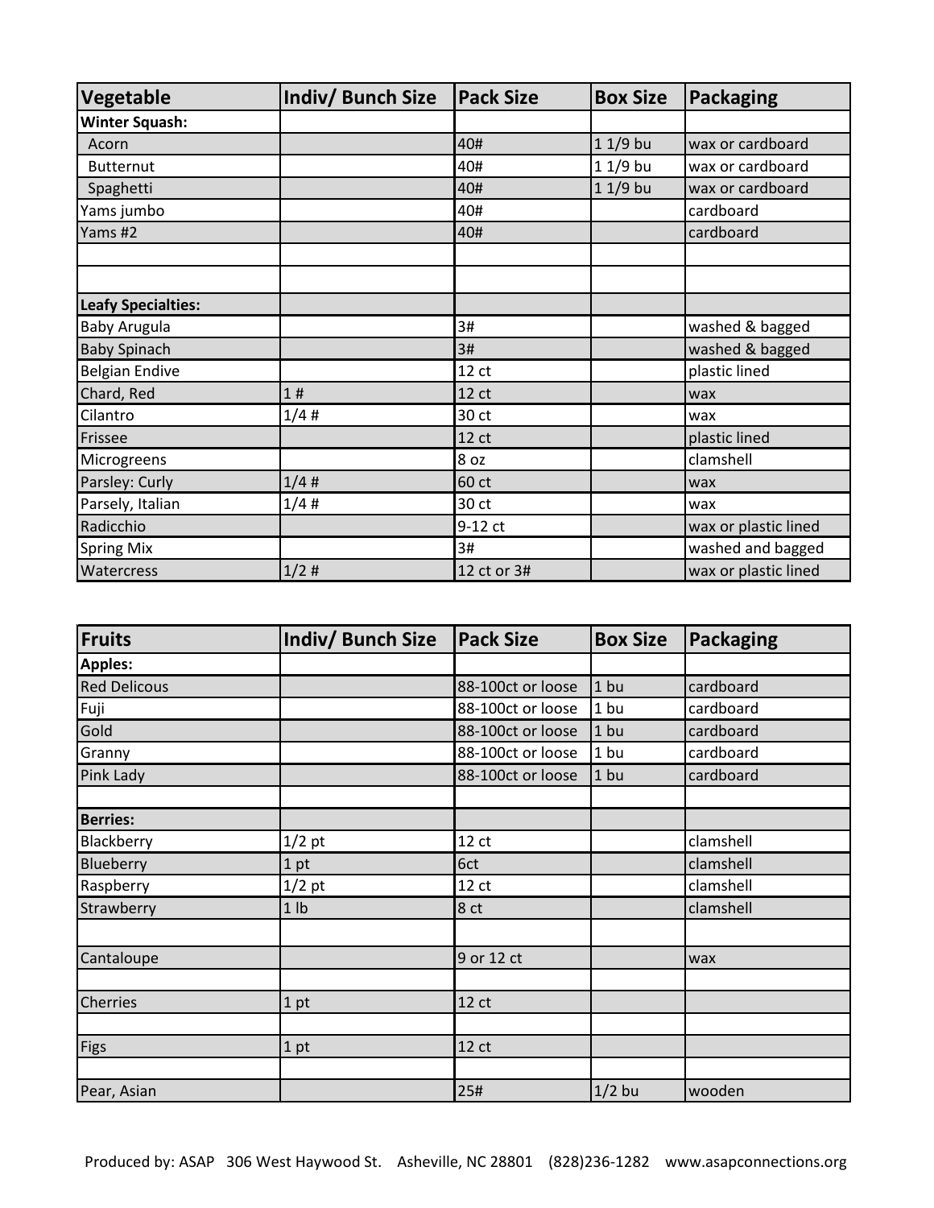| Vegetable | Indiv/ Bunch Size | Pack Size | Box Size | Packaging |
| --- | --- | --- | --- | --- |
| **Winter Squash:** | | | | |
| Acorn | | 40# | 1 1/9 bu | wax or cardboard |
| Butternut | | 40# | 1 1/9 bu | wax or cardboard |
| Spaghetti | | 40# | 1 1/9 bu | wax or cardboard |
| Yams jumbo | | 40# | | cardboard |
| Yams #2 | | 40# | | cardboard |
| | | | | |
| | | | | |
| **Leafy Specialties:** | | | | |
| Baby Arugula | | 3# | | washed & bagged |
| Baby Spinach | | 3# | | washed & bagged |
| Belgian Endive | | 12 ct | | plastic lined |
| Chard, Red | 1 # | 12 ct | | wax |
| Cilantro | 1/4 # | 30 ct | | wax |
| Frissee | | 12 ct | | plastic lined |
| Microgreens | | 8 oz | | clamshell |
| Parsley: Curly | 1/4 # | 60 ct | | wax |
| Parsely, Italian | 1/4 # | 30 ct | | wax |
| Radicchio | | 9-12 ct | | wax or plastic lined |
| Spring Mix | | 3# | | washed and bagged |
| Watercress | 1/2 # | 12 ct or 3# | | wax or plastic lined |

| Fruits | Indiv/ Bunch Size | Pack Size | Box Size | Packaging |
| --- | --- | --- | --- | --- |
| **Apples:** | | | | |
| Red Delicous | | 88-100ct or loose | 1 bu | cardboard |
| Fuji | | 88-100ct or loose | 1 bu | cardboard |
| Gold | | 88-100ct or loose | 1 bu | cardboard |
| Granny | | 88-100ct or loose | 1 bu | cardboard |
| Pink Lady | | 88-100ct or loose | 1 bu | cardboard |
| | | | | |
| **Berries:** | | | | |
| Blackberry | 1/2 pt | 12 ct | | clamshell |
| Blueberry | 1 pt | 6ct | | clamshell |
| Raspberry | 1/2 pt | 12 ct | | clamshell |
| Strawberry | 1 lb | 8 ct | | clamshell |
| | | | | |
| Cantaloupe | | 9 or 12 ct | | wax |
| | | | | |
| Cherries | 1 pt | 12 ct | | |
| | | | | |
| Figs | 1 pt | 12 ct | | |
| | | | | |
| Pear, Asian | | 25# | 1/2 bu | wooden |

Produced by: ASAP 306 West Haywood St. Asheville, NC 28801 (828)236-1282 www.asapconnections.org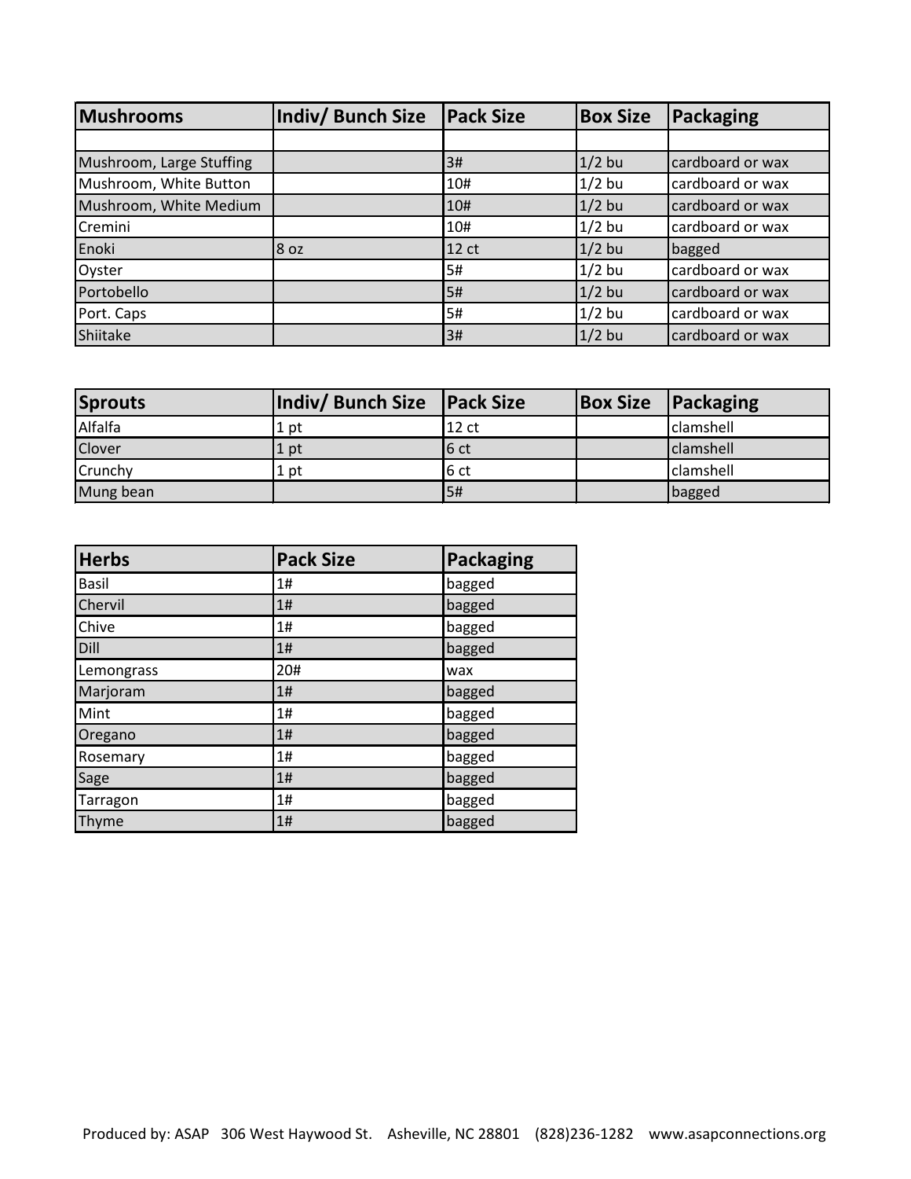| Mushrooms | Indiv/ Bunch Size | Pack Size | Box Size | Packaging |
|---|---|---|---|---|
| | | | | |
| Mushroom, Large Stuffing | | 3# | 1/2 bu | cardboard or wax |
| Mushroom, White Button | | 10# | 1/2 bu | cardboard or wax |
| Mushroom, White Medium | | 10# | 1/2 bu | cardboard or wax |
| Cremini | | 10# | 1/2 bu | cardboard or wax |
| Enoki | 8 oz | 12 ct | 1/2 bu | bagged |
| Oyster | | 5# | 1/2 bu | cardboard or wax |
| Portobello | | 5# | 1/2 bu | cardboard or wax |
| Port. Caps | | 5# | 1/2 bu | cardboard or wax |
| Shiitake | | 3# | 1/2 bu | cardboard or wax |

| Sprouts | Indiv/ Bunch Size | Pack Size | Box Size | Packaging |
|---|---|---|---|---|
| Alfalfa | 1 pt | 12 ct | | clamshell |
| Clover | 1 pt | 6 ct | | clamshell |
| Crunchy | 1 pt | 6 ct | | clamshell |
| Mung bean | | 5# | | bagged |

| Herbs | Pack Size | Packaging |
|---|---|---|
| Basil | 1# | bagged |
| Chervil | 1# | bagged |
| Chive | 1# | bagged |
| Dill | 1# | bagged |
| Lemongrass | 20# | wax |
| Marjoram | 1# | bagged |
| Mint | 1# | bagged |
| Oregano | 1# | bagged |
| Rosemary | 1# | bagged |
| Sage | 1# | bagged |
| Tarragon | 1# | bagged |
| Thyme | 1# | bagged |

Produced by: ASAP 306 West Haywood St. Asheville, NC 28801 (828)236-1282 www.asapconnections.org